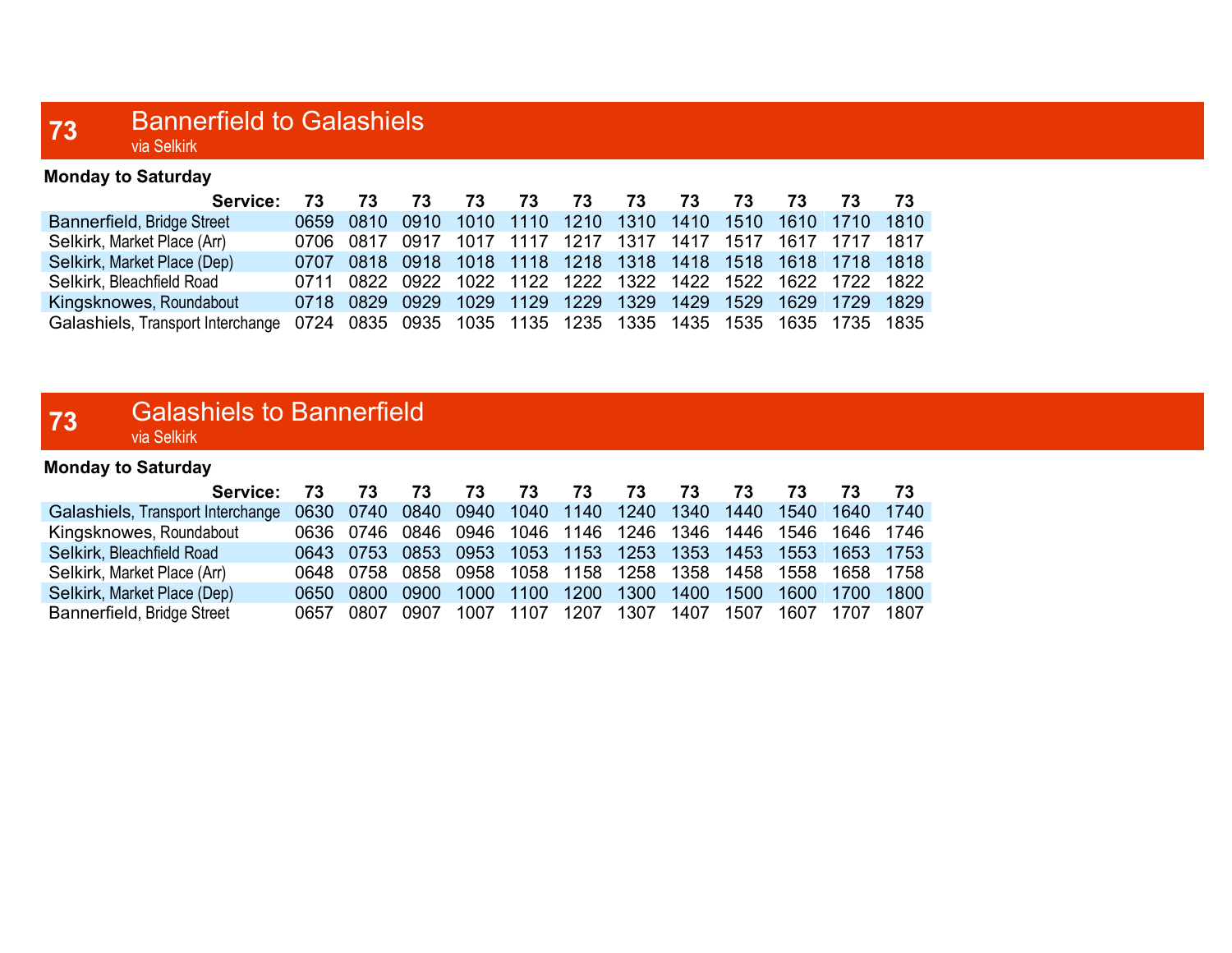## 73 Bannerfield to Galashiels

via Selkirk

**Monday to Saturday**

| Service: | 73 | 73 | 73 | 73 | 73 | 73 | 73 | 73 | 73 | 73 | 73 | 73 |
|---|---|---|---|---|---|---|---|---|---|---|---|---|
| Bannerfield, Bridge Street | 0659 | 0810 | 0910 | 1010 | 1110 | 1210 | 1310 | 1410 | 1510 | 1610 | 1710 | 1810 |
| Selkirk, Market Place (Arr) | 0706 | 0817 | 0917 | 1017 | 1117 | 1217 | 1317 | 1417 | 1517 | 1617 | 1717 | 1817 |
| Selkirk, Market Place (Dep) | 0707 | 0818 | 0918 | 1018 | 1118 | 1218 | 1318 | 1418 | 1518 | 1618 | 1718 | 1818 |
| Selkirk, Bleachfield Road | 0711 | 0822 | 0922 | 1022 | 1122 | 1222 | 1322 | 1422 | 1522 | 1622 | 1722 | 1822 |
| Kingsknowes, Roundabout | 0718 | 0829 | 0929 | 1029 | 1129 | 1229 | 1329 | 1429 | 1529 | 1629 | 1729 | 1829 |
| Galashiels, Transport Interchange | 0724 | 0835 | 0935 | 1035 | 1135 | 1235 | 1335 | 1435 | 1535 | 1635 | 1735 | 1835 |

## 73 Galashiels to Bannerfield

via Selkirk

**Monday to Saturday**

| Service: | 73 | 73 | 73 | 73 | 73 | 73 | 73 | 73 | 73 | 73 | 73 | 73 |
|---|---|---|---|---|---|---|---|---|---|---|---|---|
| Galashiels, Transport Interchange | 0630 | 0740 | 0840 | 0940 | 1040 | 1140 | 1240 | 1340 | 1440 | 1540 | 1640 | 1740 |
| Kingsknowes, Roundabout | 0636 | 0746 | 0846 | 0946 | 1046 | 1146 | 1246 | 1346 | 1446 | 1546 | 1646 | 1746 |
| Selkirk, Bleachfield Road | 0643 | 0753 | 0853 | 0953 | 1053 | 1153 | 1253 | 1353 | 1453 | 1553 | 1653 | 1753 |
| Selkirk, Market Place (Arr) | 0648 | 0758 | 0858 | 0958 | 1058 | 1158 | 1258 | 1358 | 1458 | 1558 | 1658 | 1758 |
| Selkirk, Market Place (Dep) | 0650 | 0800 | 0900 | 1000 | 1100 | 1200 | 1300 | 1400 | 1500 | 1600 | 1700 | 1800 |
| Bannerfield, Bridge Street | 0657 | 0807 | 0907 | 1007 | 1107 | 1207 | 1307 | 1407 | 1507 | 1607 | 1707 | 1807 |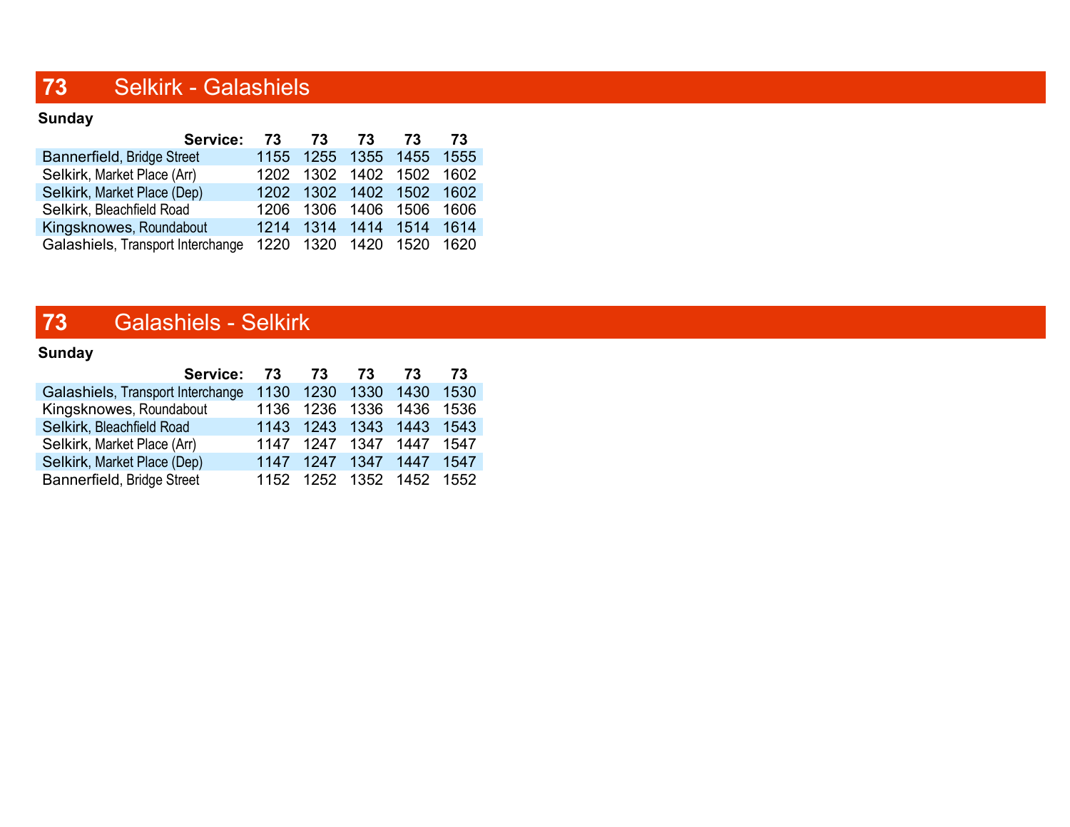## 73 Selkirk - Galashiels

**Sunday**

| Service: | 73 | 73 | 73 | 73 | 73 |
|---|---|---|---|---|---|
| Bannerfield, Bridge Street | 1155 | 1255 | 1355 | 1455 | 1555 |
| Selkirk, Market Place (Arr) | 1202 | 1302 | 1402 | 1502 | 1602 |
| Selkirk, Market Place (Dep) | 1202 | 1302 | 1402 | 1502 | 1602 |
| Selkirk, Bleachfield Road | 1206 | 1306 | 1406 | 1506 | 1606 |
| Kingsknowes, Roundabout | 1214 | 1314 | 1414 | 1514 | 1614 |
| Galashiels, Transport Interchange | 1220 | 1320 | 1420 | 1520 | 1620 |

## 73 Galashiels - Selkirk

**Sunday**

| Service: | 73 | 73 | 73 | 73 | 73 |
|---|---|---|---|---|---|
| Galashiels, Transport Interchange | 1130 | 1230 | 1330 | 1430 | 1530 |
| Kingsknowes, Roundabout | 1136 | 1236 | 1336 | 1436 | 1536 |
| Selkirk, Bleachfield Road | 1143 | 1243 | 1343 | 1443 | 1543 |
| Selkirk, Market Place (Arr) | 1147 | 1247 | 1347 | 1447 | 1547 |
| Selkirk, Market Place (Dep) | 1147 | 1247 | 1347 | 1447 | 1547 |
| Bannerfield, Bridge Street | 1152 | 1252 | 1352 | 1452 | 1552 |